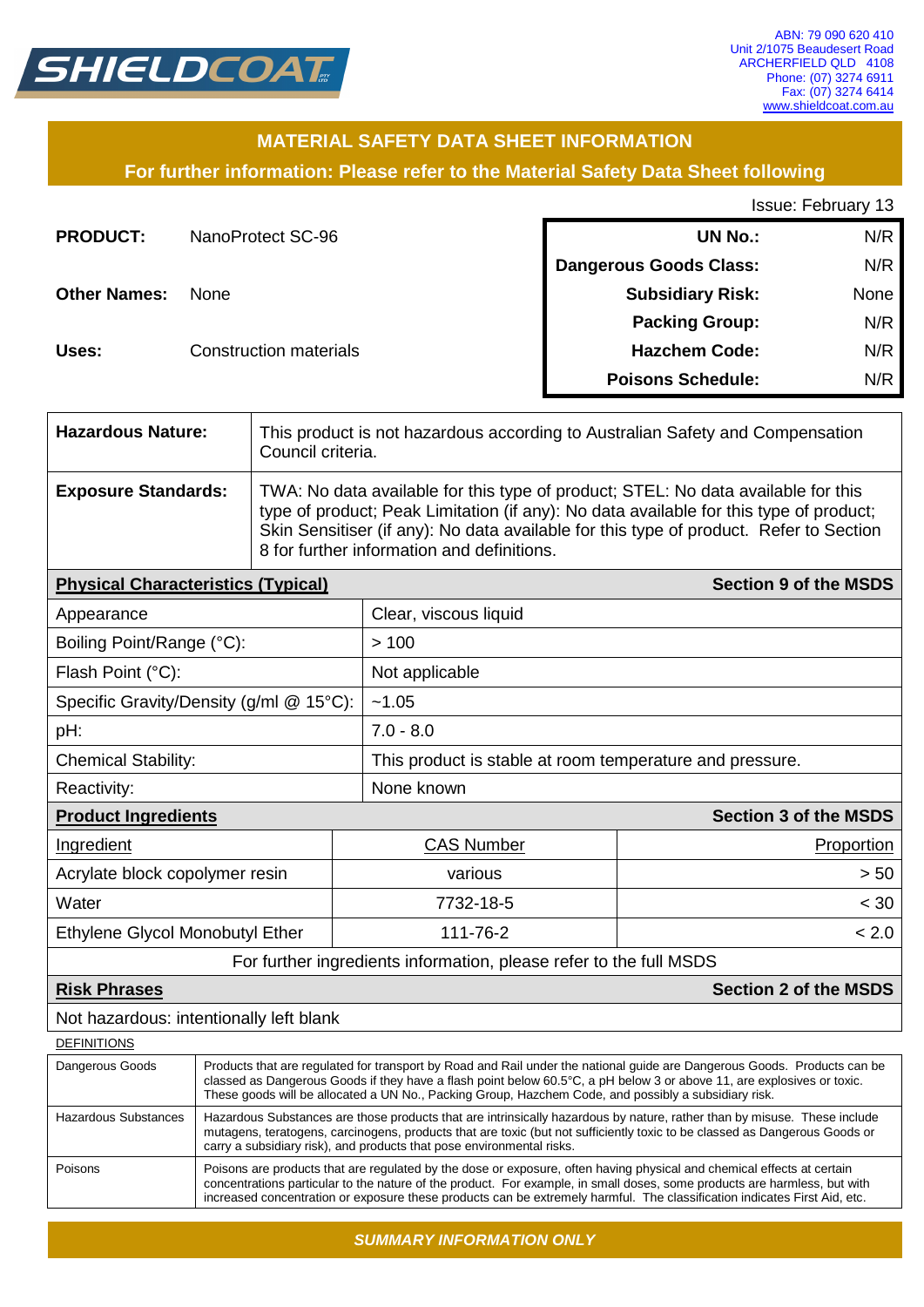SHIELDCOAT

ABN: 79 090 620 410
Unit 2/1075 Beaudesert Road
ARCHERFIELD QLD 4108
Phone: (07) 3274 6911
Fax: (07) 3274 6414
www.shieldcoat.com.au

# MATERIAL SAFETY DATA SHEET INFORMATION

**For further information: Please refer to the Material Safety Data Sheet following**

Issue: February 13

| | |
|---|---|
| **PRODUCT:** | NanoProtect SC-96 |
| **Other Names:** | None |
| **Uses:** | Construction materials |

| | |
|---|---|
| **UN No.:** | N/R |
| **Dangerous Goods Class:** | N/R |
| **Subsidiary Risk:** | None |
| **Packing Group:** | N/R |
| **Hazchem Code:** | N/R |
| **Poisons Schedule:** | N/R |

| | |
|---|---|
| **Hazardous Nature:** | This product is not hazardous according to Australian Safety and Compensation Council criteria. |
| **Exposure Standards:** | TWA: No data available for this type of product; STEL: No data available for this type of product; Peak Limitation (if any): No data available for this type of product; Skin Sensitiser (if any): No data available for this type of product. Refer to Section 8 for further information and definitions. |

| **Physical Characteristics (Typical)** | **Section 9 of the MSDS** |
|---|---|
| Appearance | Clear, viscous liquid |
| Boiling Point/Range (°C): | > 100 |
| Flash Point (°C): | Not applicable |
| Specific Gravity/Density (g/ml @ 15°C): | ~1.05 |
| pH: | 7.0 - 8.0 |
| Chemical Stability: | This product is stable at room temperature and pressure. |
| Reactivity: | None known |

**Product Ingredients** — **Section 3 of the MSDS**

| Ingredient | CAS Number | Proportion |
|---|---|---|
| Acrylate block copolymer resin | various | > 50 |
| Water | 7732-18-5 | < 30 |
| Ethylene Glycol Monobutyl Ether | 111-76-2 | < 2.0 |

For further ingredients information, please refer to the full MSDS

**Risk Phrases** — **Section 2 of the MSDS**

Not hazardous: intentionally left blank

DEFINITIONS

| | |
|---|---|
| Dangerous Goods | Products that are regulated for transport by Road and Rail under the national guide are Dangerous Goods. Products can be classed as Dangerous Goods if they have a flash point below 60.5°C, a pH below 3 or above 11, are explosives or toxic. These goods will be allocated a UN No., Packing Group, Hazchem Code, and possibly a subsidiary risk. |
| Hazardous Substances | Hazardous Substances are those products that are intrinsically hazardous by nature, rather than by misuse. These include mutagens, teratogens, carcinogens, products that are toxic (but not sufficiently toxic to be classed as Dangerous Goods or carry a subsidiary risk), and products that pose environmental risks. |
| Poisons | Poisons are products that are regulated by the dose or exposure, often having physical and chemical effects at certain concentrations particular to the nature of the product. For example, in small doses, some products are harmless, but with increased concentration or exposure these products can be extremely harmful. The classification indicates First Aid, etc. |

***SUMMARY INFORMATION ONLY***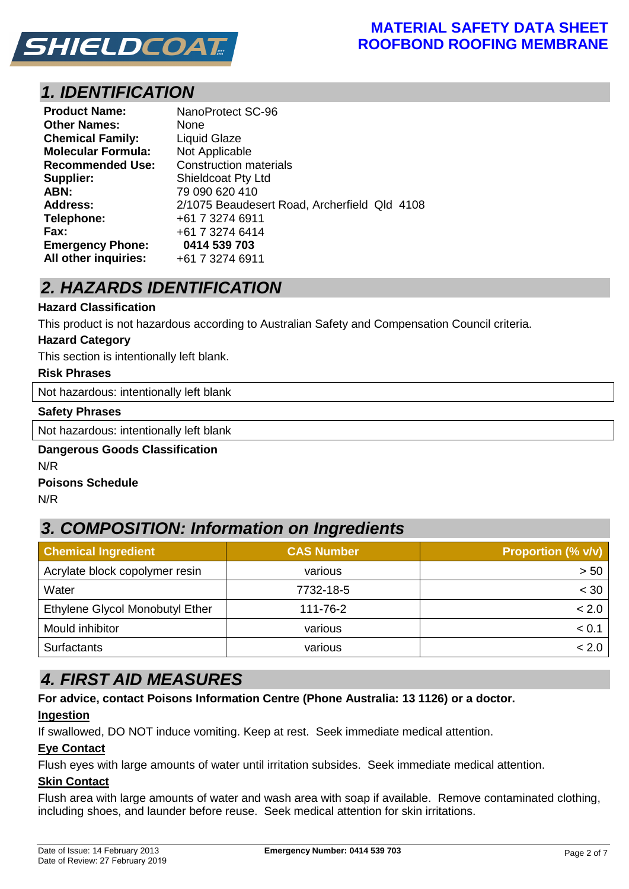# 1. IDENTIFICATION

| | |
|---|---|
| **Product Name:** | NanoProtect SC-96 |
| **Other Names:** | None |
| **Chemical Family:** | Liquid Glaze |
| **Molecular Formula:** | Not Applicable |
| **Recommended Use:** | Construction materials |
| **Supplier:** | Shieldcoat Pty Ltd |
| **ABN:** | 79 090 620 410 |
| **Address:** | 2/1075 Beaudesert Road, Archerfield Qld 4108 |
| **Telephone:** | +61 7 3274 6911 |
| **Fax:** | +61 7 3274 6414 |
| **Emergency Phone:** | **0414 539 703** |
| **All other inquiries:** | +61 7 3274 6911 |

# 2. HAZARDS IDENTIFICATION

**Hazard Classification**

This product is not hazardous according to Australian Safety and Compensation Council criteria.

**Hazard Category**

This section is intentionally left blank.

**Risk Phrases**

Not hazardous: intentionally left blank

**Safety Phrases**

Not hazardous: intentionally left blank

**Dangerous Goods Classification**

N/R

**Poisons Schedule**

N/R

# 3. COMPOSITION: Information on Ingredients

| Chemical Ingredient | CAS Number | Proportion (% v/v) |
|---|---|---|
| Acrylate block copolymer resin | various | > 50 |
| Water | 7732-18-5 | < 30 |
| Ethylene Glycol Monobutyl Ether | 111-76-2 | < 2.0 |
| Mould inhibitor | various | < 0.1 |
| Surfactants | various | < 2.0 |

# 4. FIRST AID MEASURES

**For advice, contact Poisons Information Centre (Phone Australia: 13 1126) or a doctor.**

**Ingestion**

If swallowed, DO NOT induce vomiting. Keep at rest. Seek immediate medical attention.

**Eye Contact**

Flush eyes with large amounts of water until irritation subsides. Seek immediate medical attention.

**Skin Contact**

Flush area with large amounts of water and wash area with soap if available. Remove contaminated clothing, including shoes, and launder before reuse. Seek medical attention for skin irritations.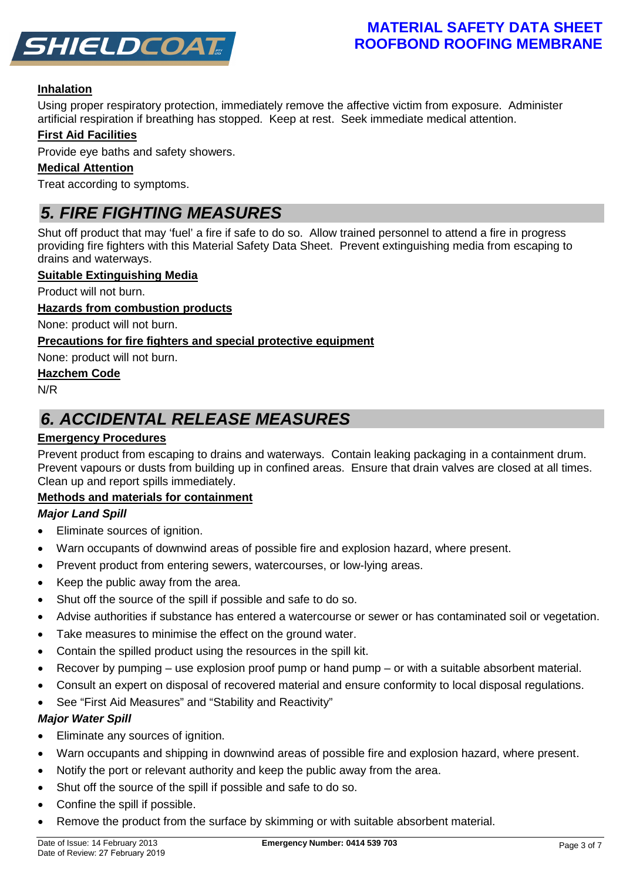#### Inhalation

Using proper respiratory protection, immediately remove the affective victim from exposure. Administer artificial respiration if breathing has stopped. Keep at rest. Seek immediate medical attention.

#### First Aid Facilities

Provide eye baths and safety showers.

#### Medical Attention

Treat according to symptoms.

## 5. FIRE FIGHTING MEASURES

Shut off product that may 'fuel' a fire if safe to do so. Allow trained personnel to attend a fire in progress providing fire fighters with this Material Safety Data Sheet. Prevent extinguishing media from escaping to drains and waterways.

#### Suitable Extinguishing Media

Product will not burn.

#### Hazards from combustion products

None: product will not burn.

#### Precautions for fire fighters and special protective equipment

None: product will not burn.

#### Hazchem Code

N/R

## 6. ACCIDENTAL RELEASE MEASURES

#### Emergency Procedures

Prevent product from escaping to drains and waterways. Contain leaking packaging in a containment drum. Prevent vapours or dusts from building up in confined areas. Ensure that drain valves are closed at all times. Clean up and report spills immediately.

#### Methods and materials for containment

***Major Land Spill***

- Eliminate sources of ignition.
- Warn occupants of downwind areas of possible fire and explosion hazard, where present.
- Prevent product from entering sewers, watercourses, or low-lying areas.
- Keep the public away from the area.
- Shut off the source of the spill if possible and safe to do so.
- Advise authorities if substance has entered a watercourse or sewer or has contaminated soil or vegetation.
- Take measures to minimise the effect on the ground water.
- Contain the spilled product using the resources in the spill kit.
- Recover by pumping – use explosion proof pump or hand pump – or with a suitable absorbent material.
- Consult an expert on disposal of recovered material and ensure conformity to local disposal regulations.
- See "First Aid Measures" and "Stability and Reactivity"

***Major Water Spill***

- Eliminate any sources of ignition.
- Warn occupants and shipping in downwind areas of possible fire and explosion hazard, where present.
- Notify the port or relevant authority and keep the public away from the area.
- Shut off the source of the spill if possible and safe to do so.
- Confine the spill if possible.
- Remove the product from the surface by skimming or with suitable absorbent material.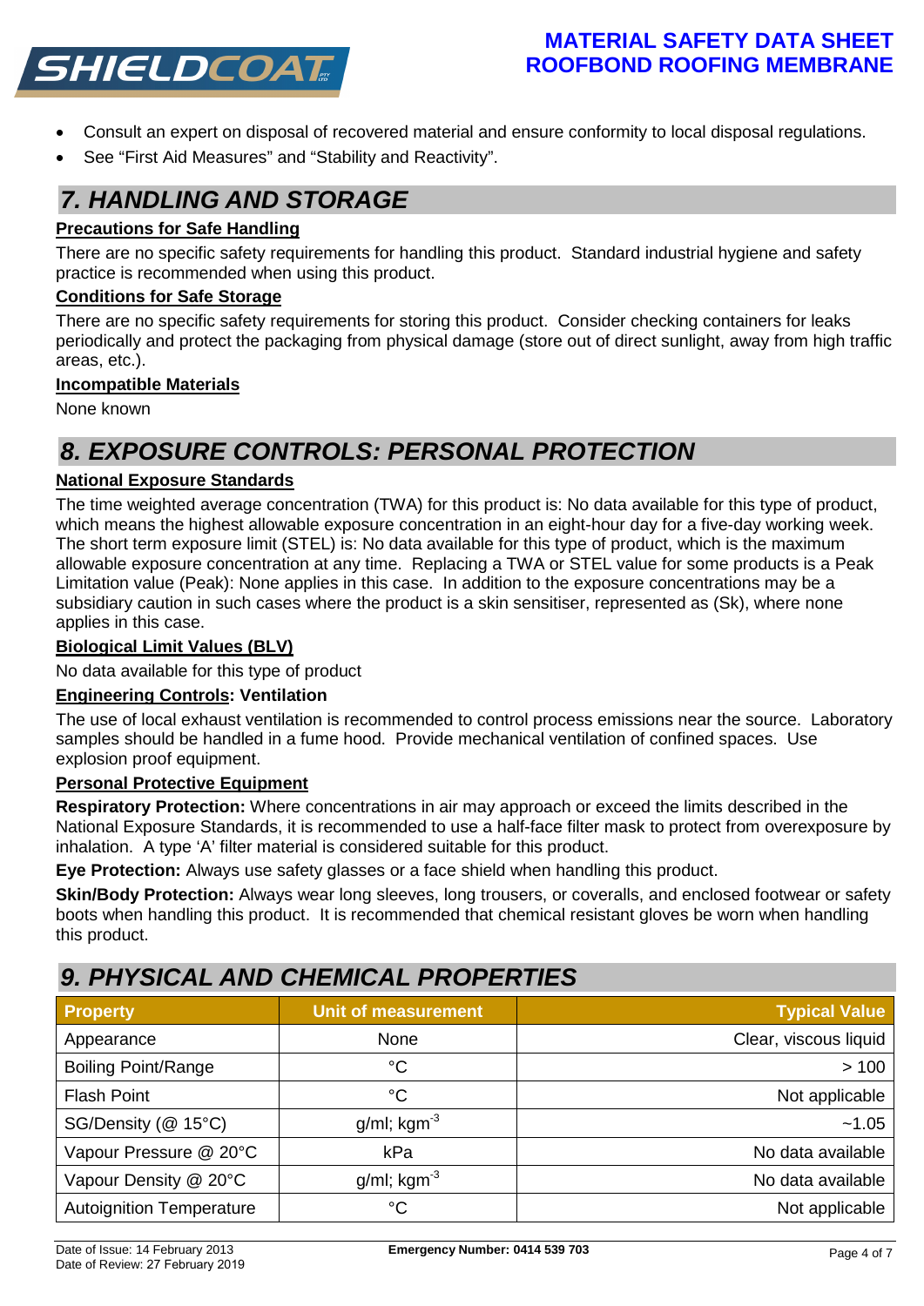- Consult an expert on disposal of recovered material and ensure conformity to local disposal regulations.
- See "First Aid Measures" and "Stability and Reactivity".

## 7. HANDLING AND STORAGE

**Precautions for Safe Handling**

There are no specific safety requirements for handling this product. Standard industrial hygiene and safety practice is recommended when using this product.

**Conditions for Safe Storage**

There are no specific safety requirements for storing this product. Consider checking containers for leaks periodically and protect the packaging from physical damage (store out of direct sunlight, away from high traffic areas, etc.).

**Incompatible Materials**

None known

## 8. EXPOSURE CONTROLS: PERSONAL PROTECTION

**National Exposure Standards**

The time weighted average concentration (TWA) for this product is: No data available for this type of product, which means the highest allowable exposure concentration in an eight-hour day for a five-day working week. The short term exposure limit (STEL) is: No data available for this type of product, which is the maximum allowable exposure concentration at any time. Replacing a TWA or STEL value for some products is a Peak Limitation value (Peak): None applies in this case. In addition to the exposure concentrations may be a subsidiary caution in such cases where the product is a skin sensitiser, represented as (Sk), where none applies in this case.

**Biological Limit Values (BLV)**

No data available for this type of product

**Engineering Controls: Ventilation**

The use of local exhaust ventilation is recommended to control process emissions near the source. Laboratory samples should be handled in a fume hood. Provide mechanical ventilation of confined spaces. Use explosion proof equipment.

**Personal Protective Equipment**

**Respiratory Protection:** Where concentrations in air may approach or exceed the limits described in the National Exposure Standards, it is recommended to use a half-face filter mask to protect from overexposure by inhalation. A type 'A' filter material is considered suitable for this product.

**Eye Protection:** Always use safety glasses or a face shield when handling this product.

**Skin/Body Protection:** Always wear long sleeves, long trousers, or coveralls, and enclosed footwear or safety boots when handling this product. It is recommended that chemical resistant gloves be worn when handling this product.

## 9. PHYSICAL AND CHEMICAL PROPERTIES

| Property | Unit of measurement | Typical Value |
|---|---|---|
| Appearance | None | Clear, viscous liquid |
| Boiling Point/Range | °C | > 100 |
| Flash Point | °C | Not applicable |
| SG/Density (@ 15°C) | g/ml; $kgm^{-3}$ | ~1.05 |
| Vapour Pressure @ 20°C | kPa | No data available |
| Vapour Density @ 20°C | g/ml; $kgm^{-3}$ | No data available |
| Autoignition Temperature | °C | Not applicable |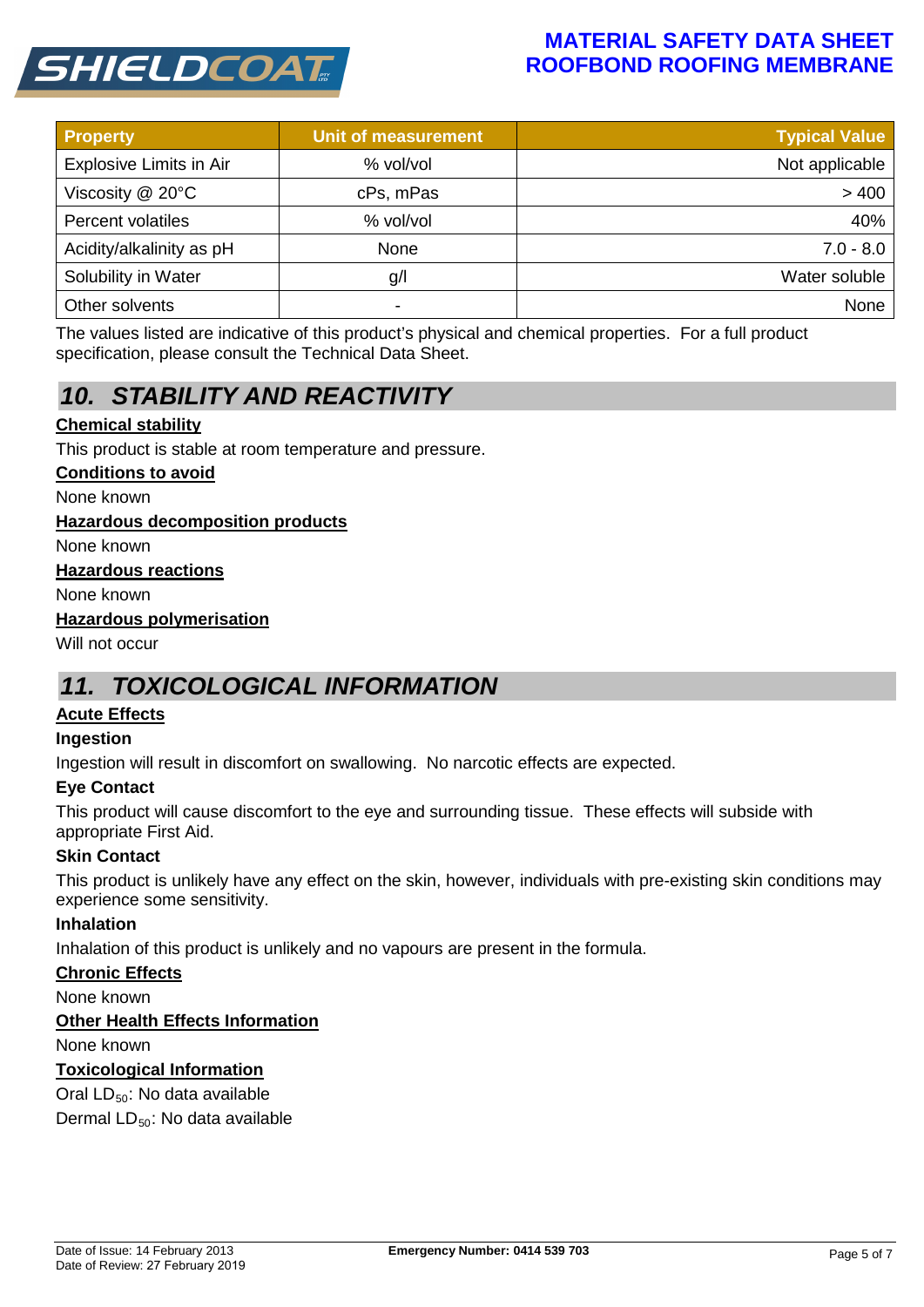| Property | Unit of measurement | Typical Value |
|---|---|---|
| Explosive Limits in Air | % vol/vol | Not applicable |
| Viscosity @ 20°C | cPs, mPas | > 400 |
| Percent volatiles | % vol/vol | 40% |
| Acidity/alkalinity as pH | None | 7.0 - 8.0 |
| Solubility in Water | g/l | Water soluble |
| Other solvents | - | None |

The values listed are indicative of this product's physical and chemical properties. For a full product specification, please consult the Technical Data Sheet.

## *10. STABILITY AND REACTIVITY*

**Chemical stability**

This product is stable at room temperature and pressure.

**Conditions to avoid**

None known

**Hazardous decomposition products**

None known

**Hazardous reactions**

None known

**Hazardous polymerisation**

Will not occur

## *11. TOXICOLOGICAL INFORMATION*

**Acute Effects**

**Ingestion**

Ingestion will result in discomfort on swallowing. No narcotic effects are expected.

**Eye Contact**

This product will cause discomfort to the eye and surrounding tissue. These effects will subside with appropriate First Aid.

**Skin Contact**

This product is unlikely have any effect on the skin, however, individuals with pre-existing skin conditions may experience some sensitivity.

**Inhalation**

Inhalation of this product is unlikely and no vapours are present in the formula.

**Chronic Effects**

None known

**Other Health Effects Information**

None known

**Toxicological Information**

Oral $LD_{50}$: No data available

Dermal $LD_{50}$: No data available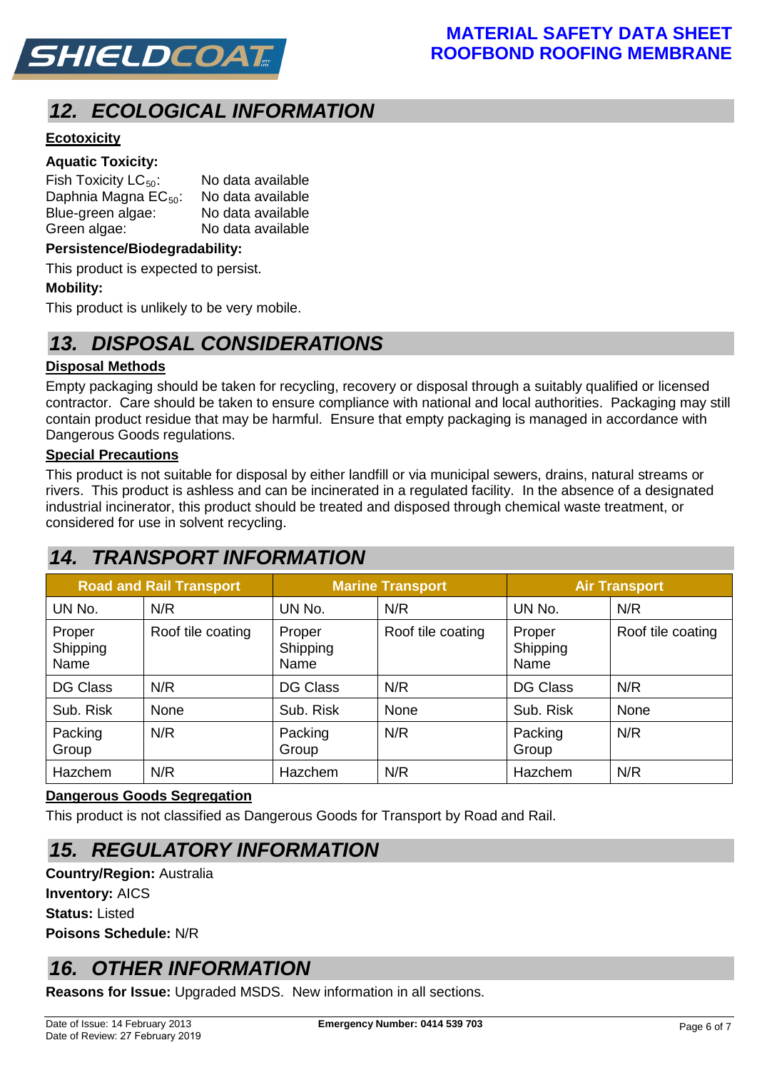## 12. ECOLOGICAL INFORMATION

**Ecotoxicity**

**Aquatic Toxicity:**

Fish Toxicity $LC_{50}$: No data available
Daphnia Magna $EC_{50}$: No data available
Blue-green algae: No data available
Green algae: No data available

**Persistence/Biodegradability:**

This product is expected to persist.

**Mobility:**

This product is unlikely to be very mobile.

## 13. DISPOSAL CONSIDERATIONS

**Disposal Methods**

Empty packaging should be taken for recycling, recovery or disposal through a suitably qualified or licensed contractor. Care should be taken to ensure compliance with national and local authorities. Packaging may still contain product residue that may be harmful. Ensure that empty packaging is managed in accordance with Dangerous Goods regulations.

**Special Precautions**

This product is not suitable for disposal by either landfill or via municipal sewers, drains, natural streams or rivers. This product is ashless and can be incinerated in a regulated facility. In the absence of a designated industrial incinerator, this product should be treated and disposed through chemical waste treatment, or considered for use in solvent recycling.

## 14. TRANSPORT INFORMATION

| Road and Rail Transport | | Marine Transport | | Air Transport | |
|---|---|---|---|---|---|
| UN No. | N/R | UN No. | N/R | UN No. | N/R |
| Proper Shipping Name | Roof tile coating | Proper Shipping Name | Roof tile coating | Proper Shipping Name | Roof tile coating |
| DG Class | N/R | DG Class | N/R | DG Class | N/R |
| Sub. Risk | None | Sub. Risk | None | Sub. Risk | None |
| Packing Group | N/R | Packing Group | N/R | Packing Group | N/R |
| Hazchem | N/R | Hazchem | N/R | Hazchem | N/R |

**Dangerous Goods Segregation**

This product is not classified as Dangerous Goods for Transport by Road and Rail.

## 15. REGULATORY INFORMATION

**Country/Region:** Australia
**Inventory:** AICS
**Status:** Listed
**Poisons Schedule:** N/R

## 16. OTHER INFORMATION

**Reasons for Issue:** Upgraded MSDS. New information in all sections.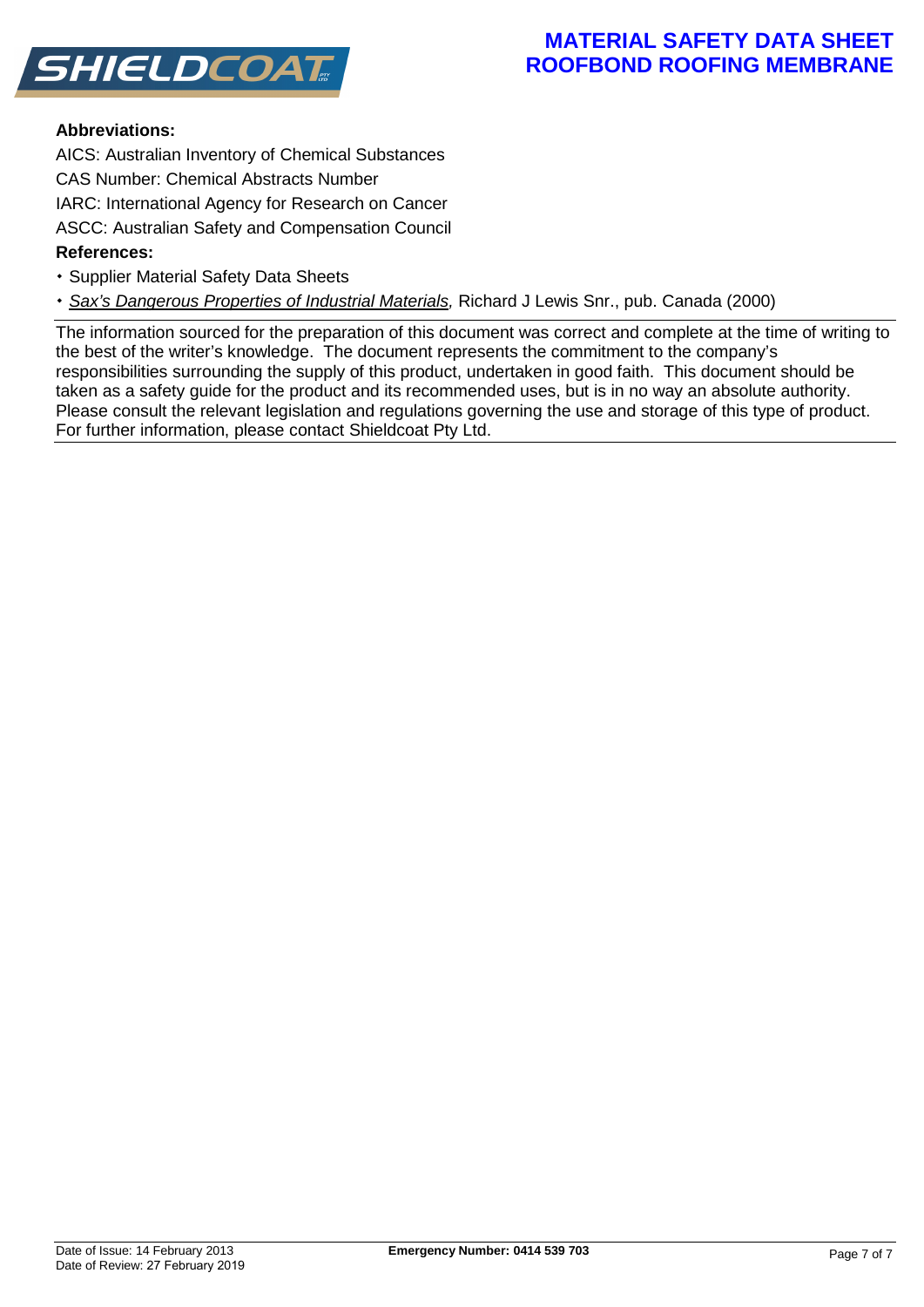**Abbreviations:**

AICS: Australian Inventory of Chemical Substances

CAS Number: Chemical Abstracts Number

IARC: International Agency for Research on Cancer

ASCC: Australian Safety and Compensation Council

**References:**

- Supplier Material Safety Data Sheets
- *Sax's Dangerous Properties of Industrial Materials,* Richard J Lewis Snr., pub. Canada (2000)

---

The information sourced for the preparation of this document was correct and complete at the time of writing to the best of the writer's knowledge. The document represents the commitment to the company's responsibilities surrounding the supply of this product, undertaken in good faith. This document should be taken as a safety guide for the product and its recommended uses, but is in no way an absolute authority. Please consult the relevant legislation and regulations governing the use and storage of this type of product. For further information, please contact Shieldcoat Pty Ltd.

---